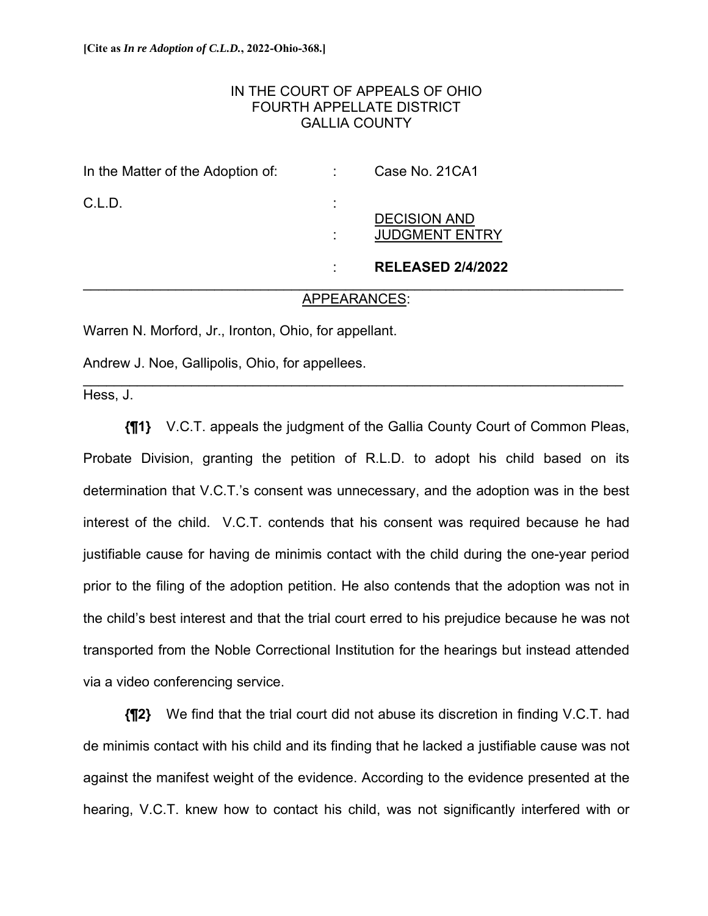**[Cite as *In re Adoption of C.L.D.*, 2022-Ohio-368.]**

IN THE COURT OF APPEALS OF OHIO
FOURTH APPELLATE DISTRICT
GALLIA COUNTY

| | | |
|---|---|---|
| In the Matter of the Adoption of: | : | Case No. 21CA1 |
| C.L.D. | : | DECISION AND JUDGMENT ENTRY |
| | : | |
| | : | **RELEASED 2/4/2022** |

APPEARANCES:

Warren N. Morford, Jr., Ironton, Ohio, for appellant.

Andrew J. Noe, Gallipolis, Ohio, for appellees.

Hess, J.

**{¶1}** V.C.T. appeals the judgment of the Gallia County Court of Common Pleas, Probate Division, granting the petition of R.L.D. to adopt his child based on its determination that V.C.T.'s consent was unnecessary, and the adoption was in the best interest of the child. V.C.T. contends that his consent was required because he had justifiable cause for having de minimis contact with the child during the one-year period prior to the filing of the adoption petition. He also contends that the adoption was not in the child's best interest and that the trial court erred to his prejudice because he was not transported from the Noble Correctional Institution for the hearings but instead attended via a video conferencing service.

**{¶2}** We find that the trial court did not abuse its discretion in finding V.C.T. had de minimis contact with his child and its finding that he lacked a justifiable cause was not against the manifest weight of the evidence. According to the evidence presented at the hearing, V.C.T. knew how to contact his child, was not significantly interfered with or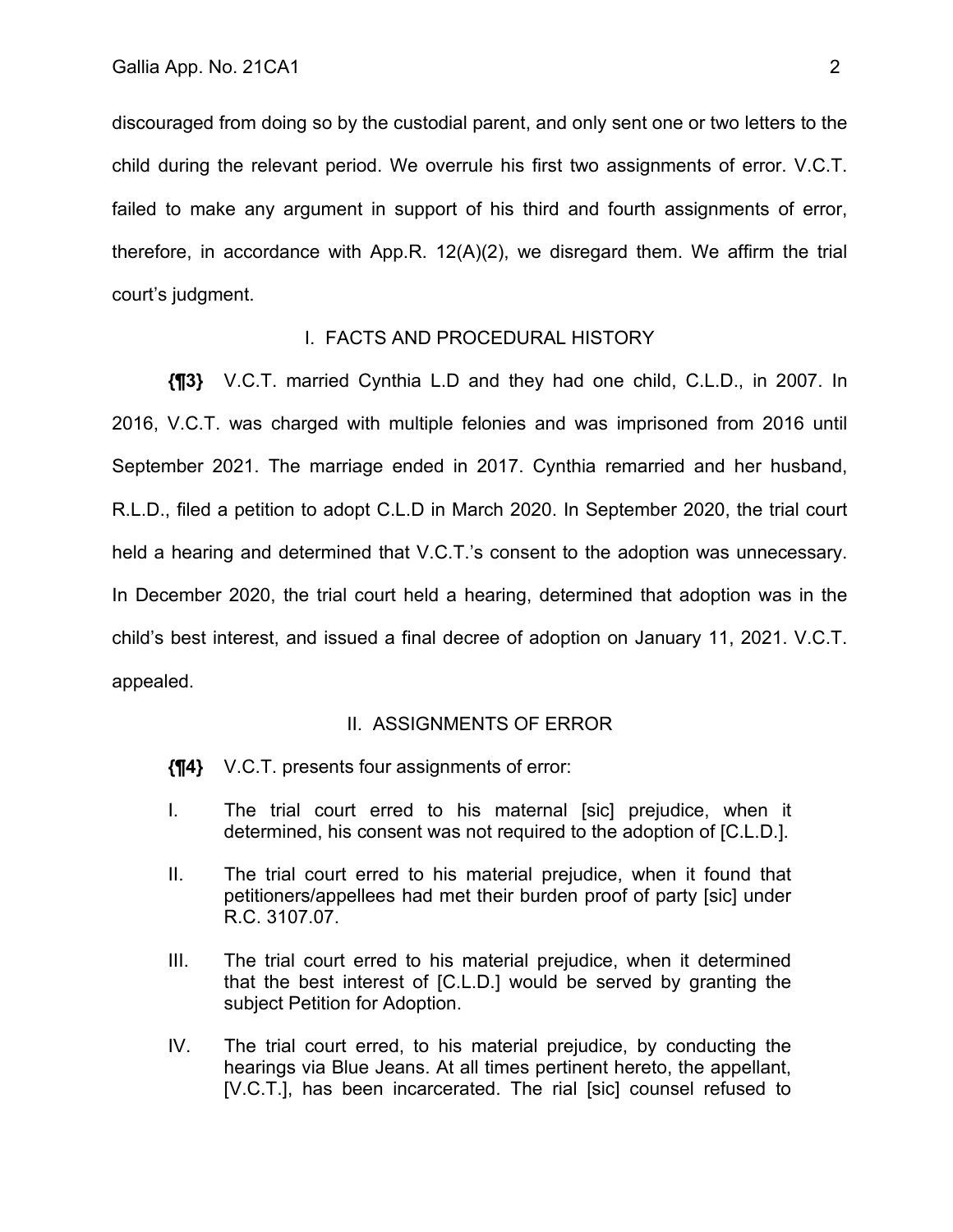discouraged from doing so by the custodial parent, and only sent one or two letters to the child during the relevant period. We overrule his first two assignments of error. V.C.T. failed to make any argument in support of his third and fourth assignments of error, therefore, in accordance with App.R. 12(A)(2), we disregard them. We affirm the trial court's judgment.

## I. FACTS AND PROCEDURAL HISTORY

**{¶3}** V.C.T. married Cynthia L.D and they had one child, C.L.D., in 2007. In 2016, V.C.T. was charged with multiple felonies and was imprisoned from 2016 until September 2021. The marriage ended in 2017. Cynthia remarried and her husband, R.L.D., filed a petition to adopt C.L.D in March 2020. In September 2020, the trial court held a hearing and determined that V.C.T.'s consent to the adoption was unnecessary. In December 2020, the trial court held a hearing, determined that adoption was in the child's best interest, and issued a final decree of adoption on January 11, 2021. V.C.T. appealed.

## II. ASSIGNMENTS OF ERROR

**{¶4}** V.C.T. presents four assignments of error:

I. The trial court erred to his maternal [sic] prejudice, when it determined, his consent was not required to the adoption of [C.L.D.].

II. The trial court erred to his material prejudice, when it found that petitioners/appellees had met their burden proof of party [sic] under R.C. 3107.07.

III. The trial court erred to his material prejudice, when it determined that the best interest of [C.L.D.] would be served by granting the subject Petition for Adoption.

IV. The trial court erred, to his material prejudice, by conducting the hearings via Blue Jeans. At all times pertinent hereto, the appellant, [V.C.T.], has been incarcerated. The rial [sic] counsel refused to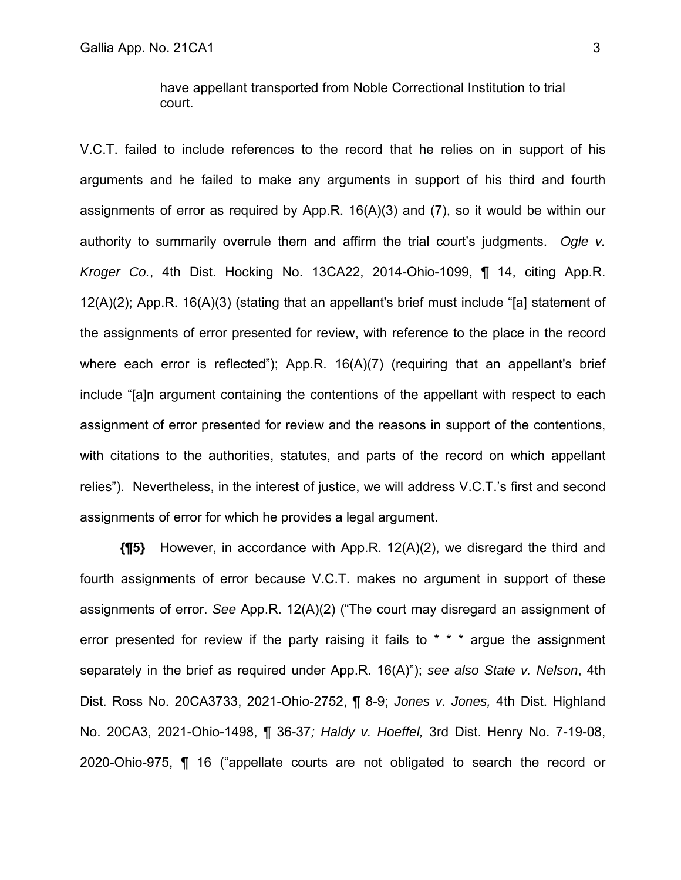have appellant transported from Noble Correctional Institution to trial court.

V.C.T. failed to include references to the record that he relies on in support of his arguments and he failed to make any arguments in support of his third and fourth assignments of error as required by App.R. 16(A)(3) and (7), so it would be within our authority to summarily overrule them and affirm the trial court's judgments. *Ogle v. Kroger Co.*, 4th Dist. Hocking No. 13CA22, 2014-Ohio-1099, ¶ 14, citing App.R. 12(A)(2); App.R. 16(A)(3) (stating that an appellant's brief must include "[a] statement of the assignments of error presented for review, with reference to the place in the record where each error is reflected"); App.R. 16(A)(7) (requiring that an appellant's brief include "[a]n argument containing the contentions of the appellant with respect to each assignment of error presented for review and the reasons in support of the contentions, with citations to the authorities, statutes, and parts of the record on which appellant relies"). Nevertheless, in the interest of justice, we will address V.C.T.'s first and second assignments of error for which he provides a legal argument.

**{¶5}** However, in accordance with App.R. 12(A)(2), we disregard the third and fourth assignments of error because V.C.T. makes no argument in support of these assignments of error. *See* App.R. 12(A)(2) ("The court may disregard an assignment of error presented for review if the party raising it fails to * * * argue the assignment separately in the brief as required under App.R. 16(A)"); *see also State v. Nelson*, 4th Dist. Ross No. 20CA3733, 2021-Ohio-2752, ¶ 8-9; *Jones v. Jones,* 4th Dist. Highland No. 20CA3, 2021-Ohio-1498, ¶ 36-37*; Haldy v. Hoeffel,* 3rd Dist. Henry No. 7-19-08, 2020-Ohio-975, ¶ 16 ("appellate courts are not obligated to search the record or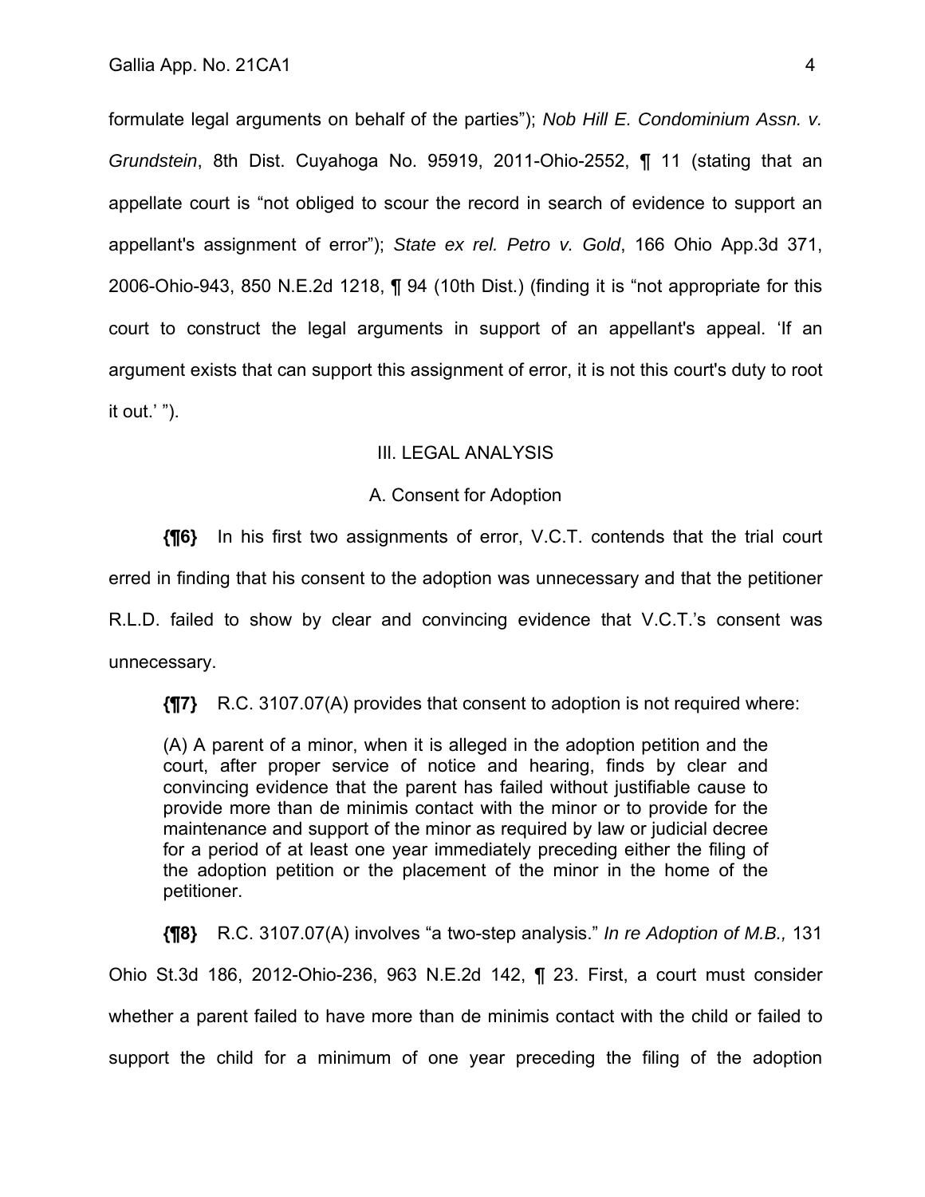formulate legal arguments on behalf of the parties"); *Nob Hill E. Condominium Assn. v. Grundstein*, 8th Dist. Cuyahoga No. 95919, 2011-Ohio-2552, ¶ 11 (stating that an appellate court is "not obliged to scour the record in search of evidence to support an appellant's assignment of error"); *State ex rel. Petro v. Gold*, 166 Ohio App.3d 371, 2006-Ohio-943, 850 N.E.2d 1218, ¶ 94 (10th Dist.) (finding it is "not appropriate for this court to construct the legal arguments in support of an appellant's appeal. 'If an argument exists that can support this assignment of error, it is not this court's duty to root it out.' ").

## III. LEGAL ANALYSIS

### A. Consent for Adoption

**{¶6}** In his first two assignments of error, V.C.T. contends that the trial court erred in finding that his consent to the adoption was unnecessary and that the petitioner R.L.D. failed to show by clear and convincing evidence that V.C.T.'s consent was unnecessary.

**{¶7}** R.C. 3107.07(A) provides that consent to adoption is not required where:

> (A) A parent of a minor, when it is alleged in the adoption petition and the court, after proper service of notice and hearing, finds by clear and convincing evidence that the parent has failed without justifiable cause to provide more than de minimis contact with the minor or to provide for the maintenance and support of the minor as required by law or judicial decree for a period of at least one year immediately preceding either the filing of the adoption petition or the placement of the minor in the home of the petitioner.

**{¶8}** R.C. 3107.07(A) involves "a two-step analysis." *In re Adoption of M.B.,* 131 Ohio St.3d 186, 2012-Ohio-236, 963 N.E.2d 142, ¶ 23. First, a court must consider whether a parent failed to have more than de minimis contact with the child or failed to support the child for a minimum of one year preceding the filing of the adoption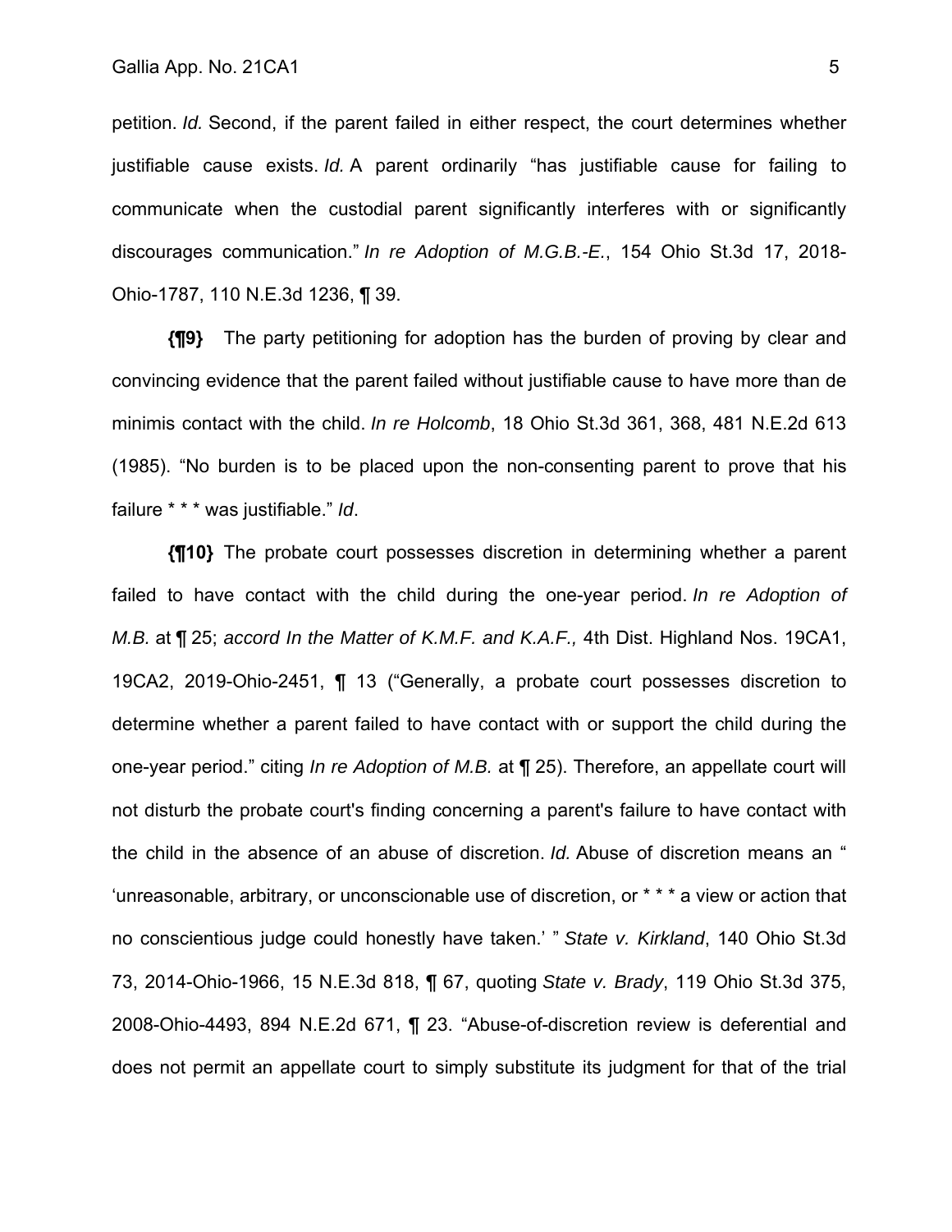petition. *Id.* Second, if the parent failed in either respect, the court determines whether justifiable cause exists. *Id.* A parent ordinarily "has justifiable cause for failing to communicate when the custodial parent significantly interferes with or significantly discourages communication." *In re Adoption of M.G.B.-E.*, 154 Ohio St.3d 17, 2018-Ohio-1787, 110 N.E.3d 1236, ¶ 39.

**{¶9}** The party petitioning for adoption has the burden of proving by clear and convincing evidence that the parent failed without justifiable cause to have more than de minimis contact with the child. *In re Holcomb*, 18 Ohio St.3d 361, 368, 481 N.E.2d 613 (1985). "No burden is to be placed upon the non-consenting parent to prove that his failure * * * was justifiable." *Id*.

**{¶10}** The probate court possesses discretion in determining whether a parent failed to have contact with the child during the one-year period. *In re Adoption of M.B.* at ¶ 25; *accord In the Matter of K.M.F. and K.A.F.,* 4th Dist. Highland Nos. 19CA1, 19CA2, 2019-Ohio-2451, ¶ 13 ("Generally, a probate court possesses discretion to determine whether a parent failed to have contact with or support the child during the one-year period." citing *In re Adoption of M.B.* at ¶ 25). Therefore, an appellate court will not disturb the probate court's finding concerning a parent's failure to have contact with the child in the absence of an abuse of discretion. *Id.* Abuse of discretion means an " 'unreasonable, arbitrary, or unconscionable use of discretion, or * * * a view or action that no conscientious judge could honestly have taken.' " *State v. Kirkland*, 140 Ohio St.3d 73, 2014-Ohio-1966, 15 N.E.3d 818, ¶ 67, quoting *State v. Brady*, 119 Ohio St.3d 375, 2008-Ohio-4493, 894 N.E.2d 671, ¶ 23. "Abuse-of-discretion review is deferential and does not permit an appellate court to simply substitute its judgment for that of the trial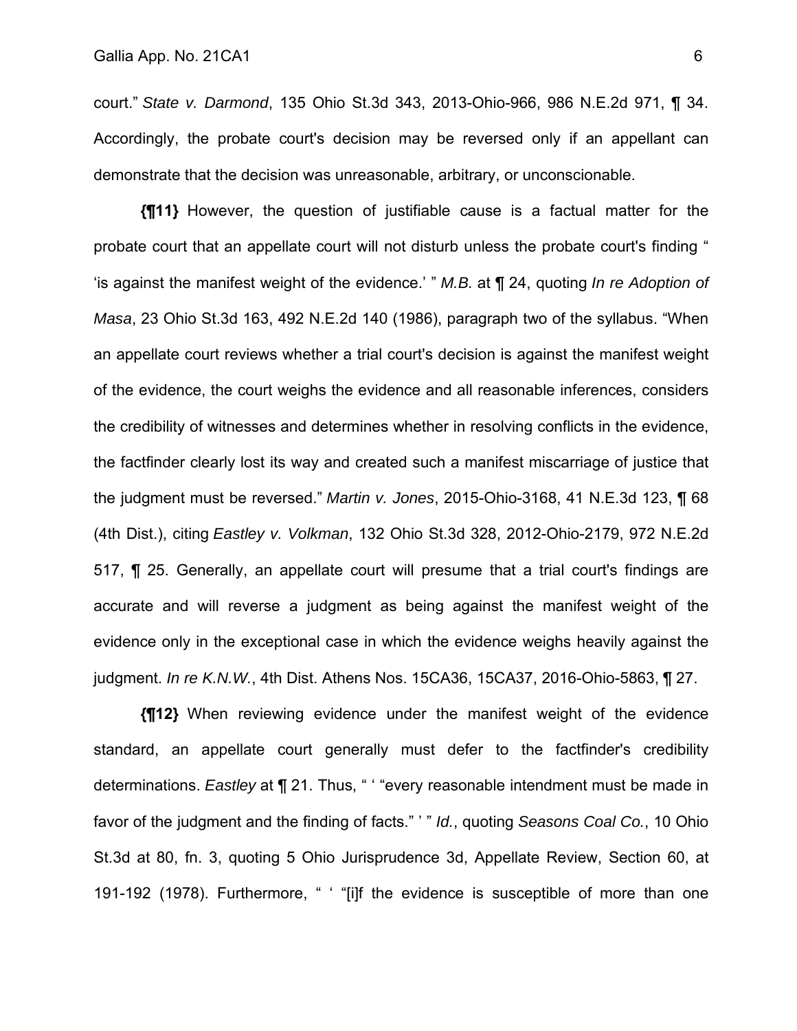court." *State v. Darmond*, 135 Ohio St.3d 343, 2013-Ohio-966, 986 N.E.2d 971, ¶ 34. Accordingly, the probate court's decision may be reversed only if an appellant can demonstrate that the decision was unreasonable, arbitrary, or unconscionable.

**{¶11}** However, the question of justifiable cause is a factual matter for the probate court that an appellate court will not disturb unless the probate court's finding " 'is against the manifest weight of the evidence.' " *M.B.* at ¶ 24, quoting *In re Adoption of Masa*, 23 Ohio St.3d 163, 492 N.E.2d 140 (1986), paragraph two of the syllabus. "When an appellate court reviews whether a trial court's decision is against the manifest weight of the evidence, the court weighs the evidence and all reasonable inferences, considers the credibility of witnesses and determines whether in resolving conflicts in the evidence, the factfinder clearly lost its way and created such a manifest miscarriage of justice that the judgment must be reversed." *Martin v. Jones*, 2015-Ohio-3168, 41 N.E.3d 123, ¶ 68 (4th Dist.), citing *Eastley v. Volkman*, 132 Ohio St.3d 328, 2012-Ohio-2179, 972 N.E.2d 517, ¶ 25. Generally, an appellate court will presume that a trial court's findings are accurate and will reverse a judgment as being against the manifest weight of the evidence only in the exceptional case in which the evidence weighs heavily against the judgment. *In re K.N.W.*, 4th Dist. Athens Nos. 15CA36, 15CA37, 2016-Ohio-5863, ¶ 27.

**{¶12}** When reviewing evidence under the manifest weight of the evidence standard, an appellate court generally must defer to the factfinder's credibility determinations. *Eastley* at ¶ 21. Thus, " ' "every reasonable intendment must be made in favor of the judgment and the finding of facts." ' " *Id.*, quoting *Seasons Coal Co.*, 10 Ohio St.3d at 80, fn. 3, quoting 5 Ohio Jurisprudence 3d, Appellate Review, Section 60, at 191-192 (1978). Furthermore, " ' "[i]f the evidence is susceptible of more than one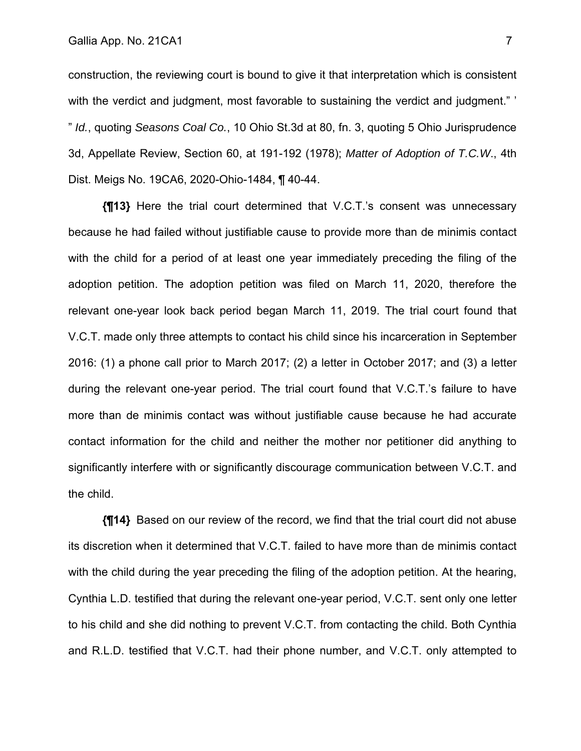construction, the reviewing court is bound to give it that interpretation which is consistent with the verdict and judgment, most favorable to sustaining the verdict and judgment." ' " *Id.*, quoting *Seasons Coal Co.*, 10 Ohio St.3d at 80, fn. 3, quoting 5 Ohio Jurisprudence 3d, Appellate Review, Section 60, at 191-192 (1978); *Matter of Adoption of T.C.W*., 4th Dist. Meigs No. 19CA6, 2020-Ohio-1484, ¶ 40-44.

**{¶13}** Here the trial court determined that V.C.T.'s consent was unnecessary because he had failed without justifiable cause to provide more than de minimis contact with the child for a period of at least one year immediately preceding the filing of the adoption petition. The adoption petition was filed on March 11, 2020, therefore the relevant one-year look back period began March 11, 2019. The trial court found that V.C.T. made only three attempts to contact his child since his incarceration in September 2016: (1) a phone call prior to March 2017; (2) a letter in October 2017; and (3) a letter during the relevant one-year period. The trial court found that V.C.T.'s failure to have more than de minimis contact was without justifiable cause because he had accurate contact information for the child and neither the mother nor petitioner did anything to significantly interfere with or significantly discourage communication between V.C.T. and the child.

**{¶14}** Based on our review of the record, we find that the trial court did not abuse its discretion when it determined that V.C.T. failed to have more than de minimis contact with the child during the year preceding the filing of the adoption petition. At the hearing, Cynthia L.D. testified that during the relevant one-year period, V.C.T. sent only one letter to his child and she did nothing to prevent V.C.T. from contacting the child. Both Cynthia and R.L.D. testified that V.C.T. had their phone number, and V.C.T. only attempted to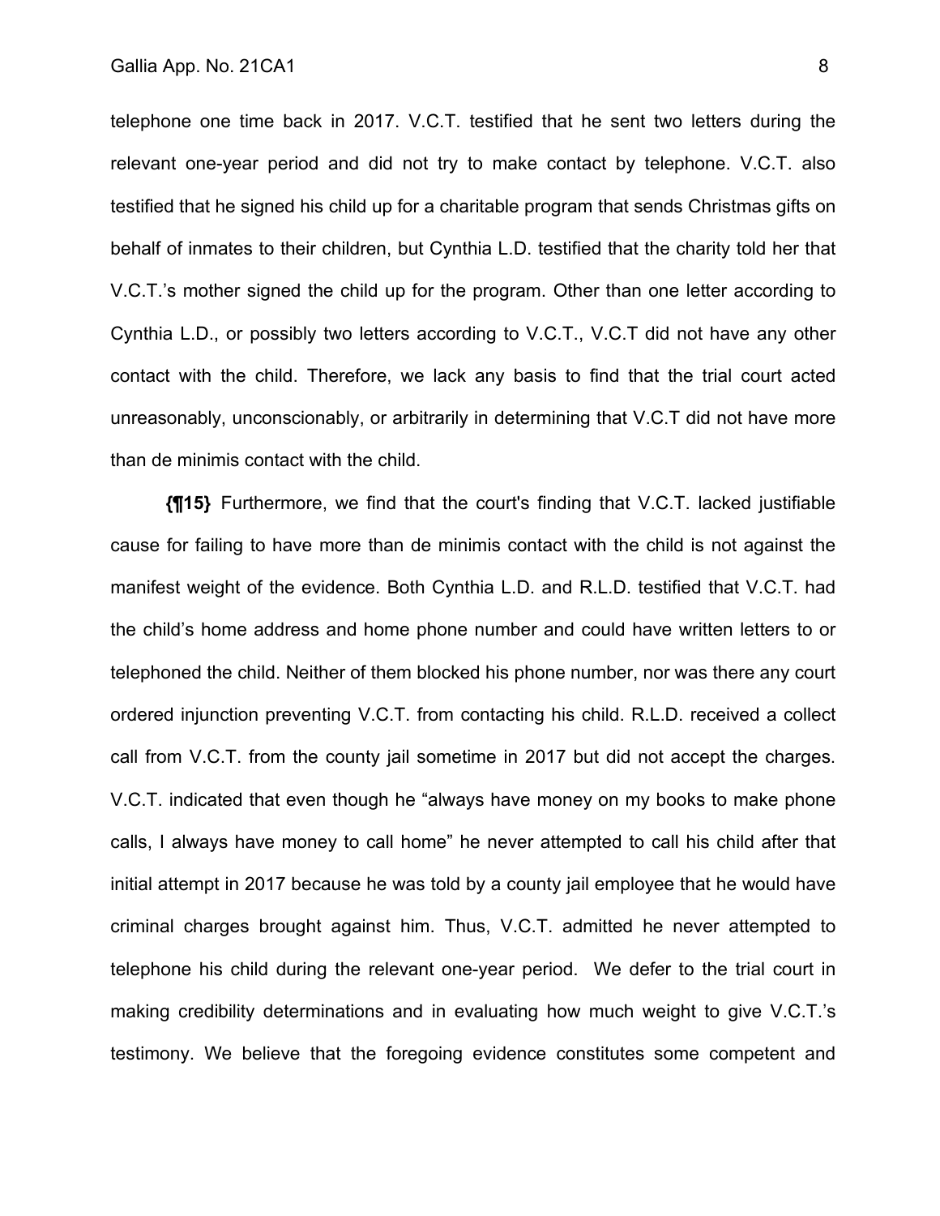telephone one time back in 2017. V.C.T. testified that he sent two letters during the relevant one-year period and did not try to make contact by telephone. V.C.T. also testified that he signed his child up for a charitable program that sends Christmas gifts on behalf of inmates to their children, but Cynthia L.D. testified that the charity told her that V.C.T.'s mother signed the child up for the program. Other than one letter according to Cynthia L.D., or possibly two letters according to V.C.T., V.C.T did not have any other contact with the child. Therefore, we lack any basis to find that the trial court acted unreasonably, unconscionably, or arbitrarily in determining that V.C.T did not have more than de minimis contact with the child.

**{¶15}** Furthermore, we find that the court's finding that V.C.T. lacked justifiable cause for failing to have more than de minimis contact with the child is not against the manifest weight of the evidence. Both Cynthia L.D. and R.L.D. testified that V.C.T. had the child's home address and home phone number and could have written letters to or telephoned the child. Neither of them blocked his phone number, nor was there any court ordered injunction preventing V.C.T. from contacting his child. R.L.D. received a collect call from V.C.T. from the county jail sometime in 2017 but did not accept the charges. V.C.T. indicated that even though he "always have money on my books to make phone calls, I always have money to call home" he never attempted to call his child after that initial attempt in 2017 because he was told by a county jail employee that he would have criminal charges brought against him. Thus, V.C.T. admitted he never attempted to telephone his child during the relevant one-year period. We defer to the trial court in making credibility determinations and in evaluating how much weight to give V.C.T.'s testimony. We believe that the foregoing evidence constitutes some competent and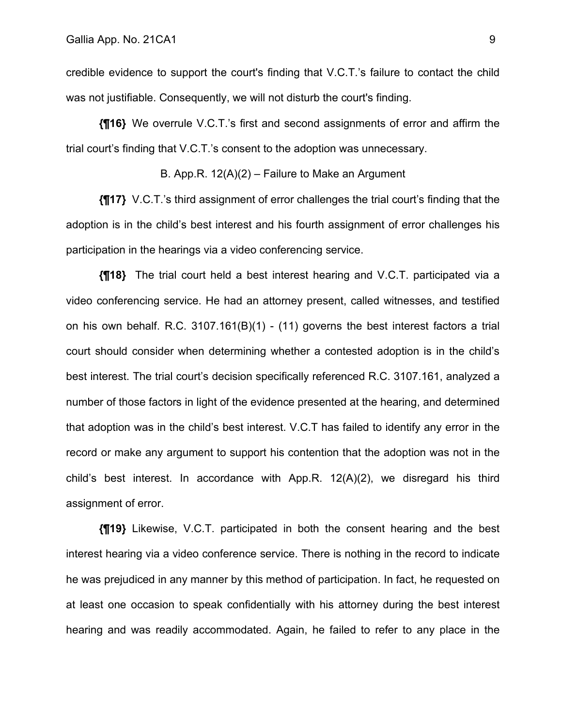credible evidence to support the court's finding that V.C.T.'s failure to contact the child was not justifiable. Consequently, we will not disturb the court's finding.

**{¶16}** We overrule V.C.T.'s first and second assignments of error and affirm the trial court's finding that V.C.T.'s consent to the adoption was unnecessary.

B. App.R. 12(A)(2) – Failure to Make an Argument

**{¶17}** V.C.T.'s third assignment of error challenges the trial court's finding that the adoption is in the child's best interest and his fourth assignment of error challenges his participation in the hearings via a video conferencing service.

**{¶18}** The trial court held a best interest hearing and V.C.T. participated via a video conferencing service. He had an attorney present, called witnesses, and testified on his own behalf. R.C. 3107.161(B)(1) - (11) governs the best interest factors a trial court should consider when determining whether a contested adoption is in the child's best interest. The trial court's decision specifically referenced R.C. 3107.161, analyzed a number of those factors in light of the evidence presented at the hearing, and determined that adoption was in the child's best interest. V.C.T has failed to identify any error in the record or make any argument to support his contention that the adoption was not in the child's best interest. In accordance with App.R. 12(A)(2), we disregard his third assignment of error.

**{¶19}** Likewise, V.C.T. participated in both the consent hearing and the best interest hearing via a video conference service. There is nothing in the record to indicate he was prejudiced in any manner by this method of participation. In fact, he requested on at least one occasion to speak confidentially with his attorney during the best interest hearing and was readily accommodated. Again, he failed to refer to any place in the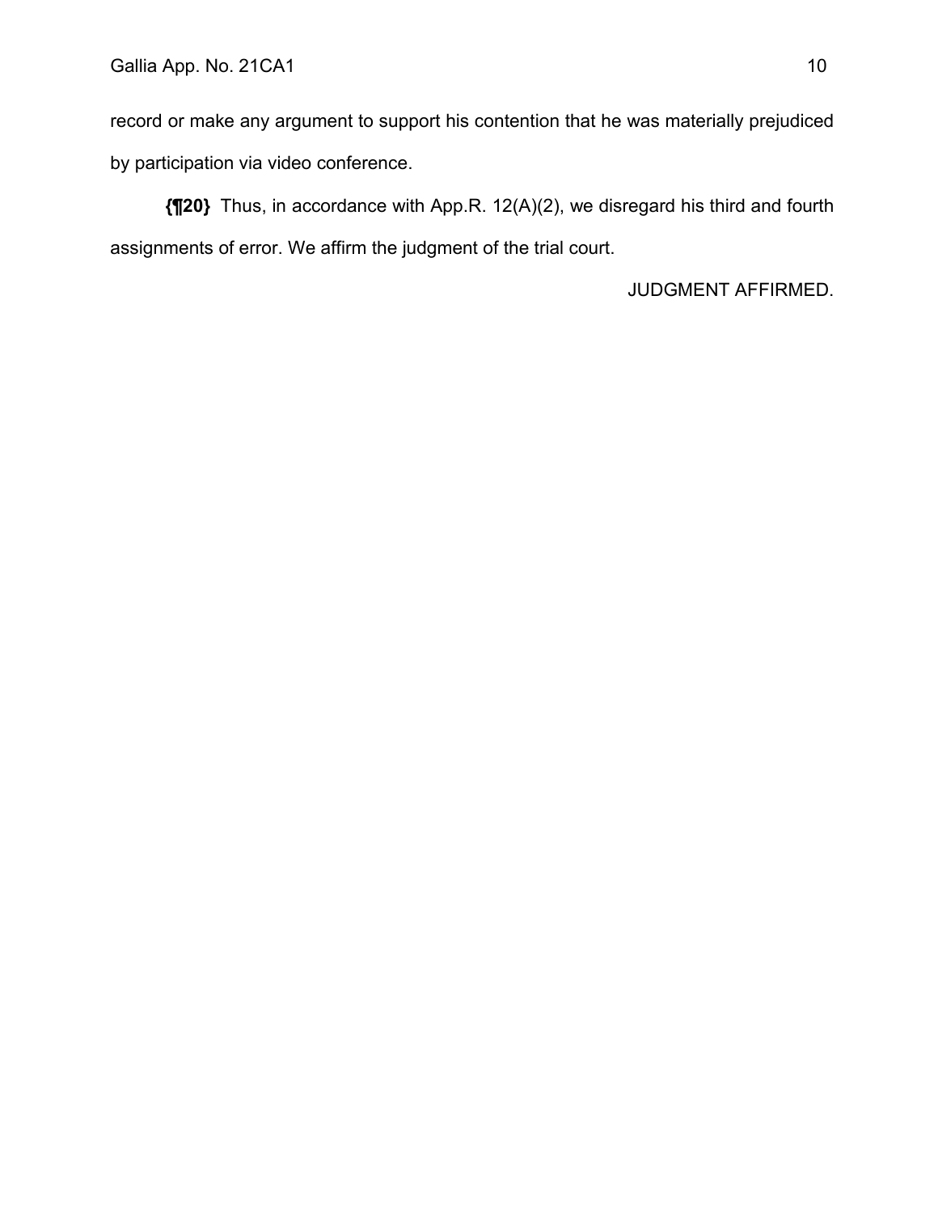record or make any argument to support his contention that he was materially prejudiced by participation via video conference.

**{¶20}** Thus, in accordance with App.R. 12(A)(2), we disregard his third and fourth assignments of error. We affirm the judgment of the trial court.

JUDGMENT AFFIRMED.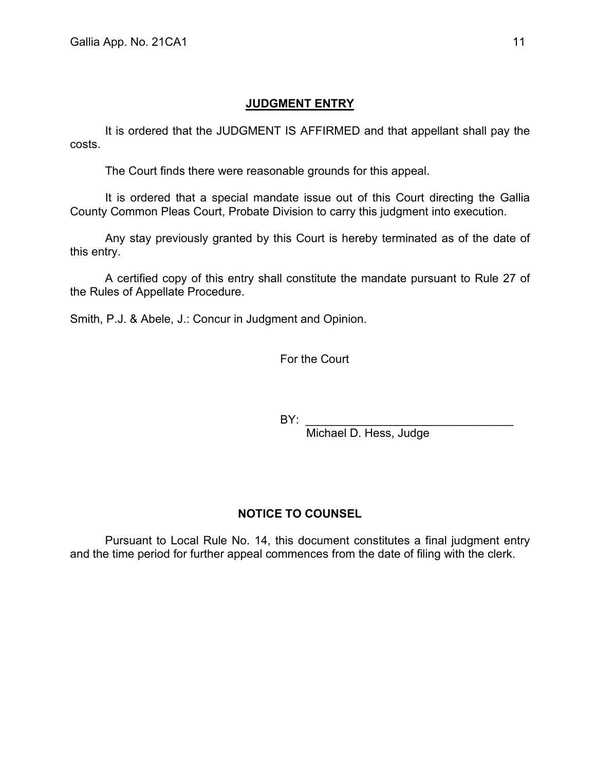## JUDGMENT ENTRY

It is ordered that the JUDGMENT IS AFFIRMED and that appellant shall pay the costs.

The Court finds there were reasonable grounds for this appeal.

It is ordered that a special mandate issue out of this Court directing the Gallia County Common Pleas Court, Probate Division to carry this judgment into execution.

Any stay previously granted by this Court is hereby terminated as of the date of this entry.

A certified copy of this entry shall constitute the mandate pursuant to Rule 27 of the Rules of Appellate Procedure.

Smith, P.J. & Abele, J.: Concur in Judgment and Opinion.

For the Court

BY: ________________________________
Michael D. Hess, Judge

## NOTICE TO COUNSEL

Pursuant to Local Rule No. 14, this document constitutes a final judgment entry and the time period for further appeal commences from the date of filing with the clerk.